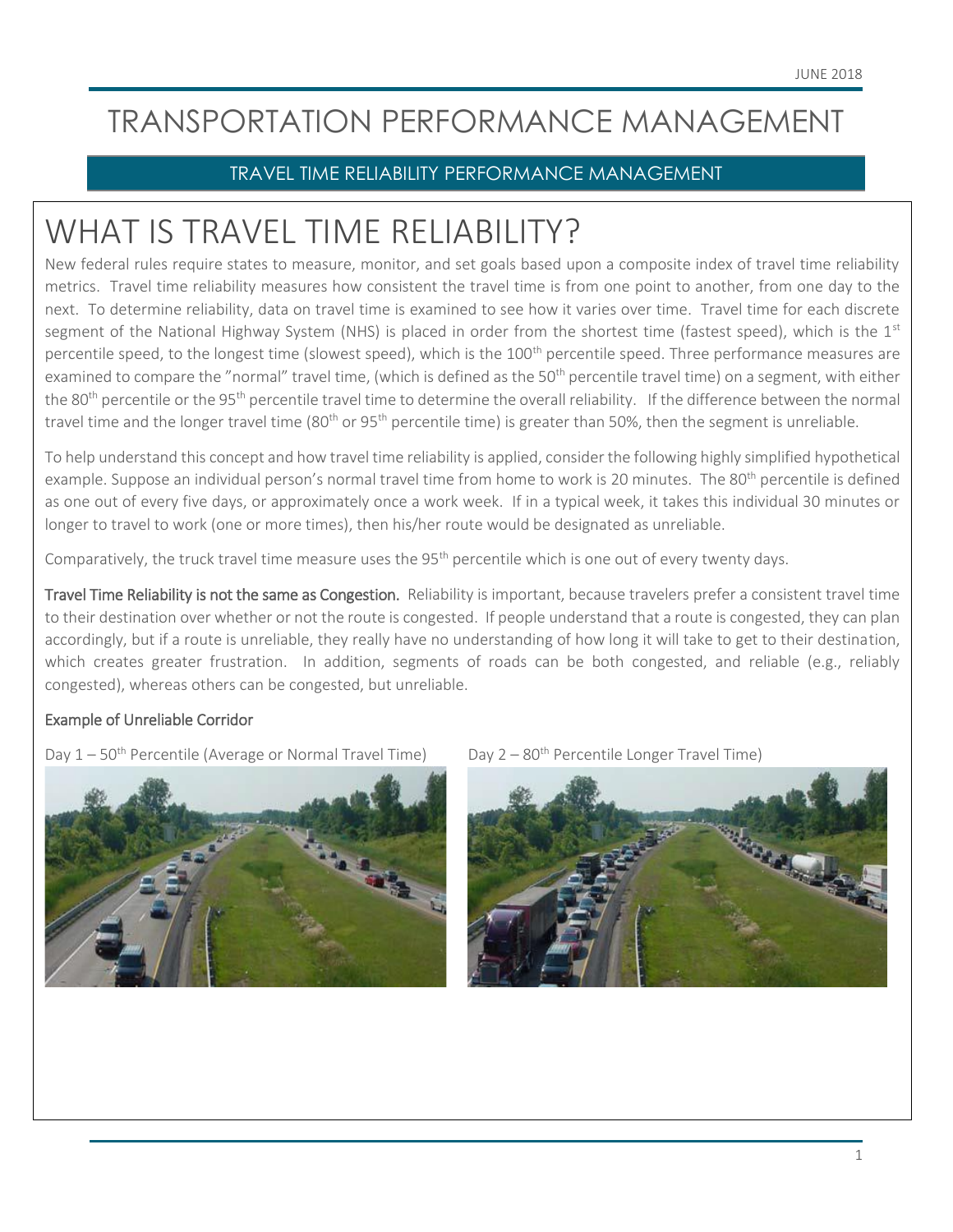# TRANSPORTATION PERFORMANCE MANAGEMENT

## TRAVEL TIME RELIABILITY PERFORMANCE MANAGEMENT

# WHAT IS TRAVEL TIME RELIABILITY?

New federal rules require states to measure, monitor, and set goals based upon a composite index of travel time reliability metrics. Travel time reliability measures how consistent the travel time is from one point to another, from one day to the next. To determine reliability, data on travel time is examined to see how it varies over time. Travel time for each discrete segment of the National Highway System (NHS) is placed in order from the shortest time (fastest speed), which is the 1st percentile speed, to the longest time (slowest speed), which is the 100th percentile speed. Three performance measures are examined to compare the "normal" travel time, (which is defined as the 50th percentile travel time) on a segment, with either the 80th percentile or the 95th percentile travel time to determine the overall reliability. If the difference between the normal travel time and the longer travel time (80th or 95th percentile time) is greater than 50%, then the segment is unreliable.

To help understand this concept and how travel time reliability is applied, consider the following highly simplified hypothetical example. Suppose an individual person's normal travel time from home to work is 20 minutes. The 80th percentile is defined as one out of every five days, or approximately once a work week. If in a typical week, it takes this individual 30 minutes or longer to travel to work (one or more times), then his/her route would be designated as unreliable.

Comparatively, the truck travel time measure uses the 95th percentile which is one out of every twenty days.

**Travel Time Reliability is not the same as Congestion.** Reliability is important, because travelers prefer a consistent travel time to their destination over whether or not the route is congested. If people understand that a route is congested, they can plan accordingly, but if a route is unreliable, they really have no understanding of how long it will take to get to their destination, which creates greater frustration. In addition, segments of roads can be both congested, and reliable (e.g., reliably congested), whereas others can be congested, but unreliable.

### Example of Unreliable Corridor

Day 1 – 50th Percentile (Average or Normal Travel Time)

Day 2 – 80th Percentile Longer Travel Time)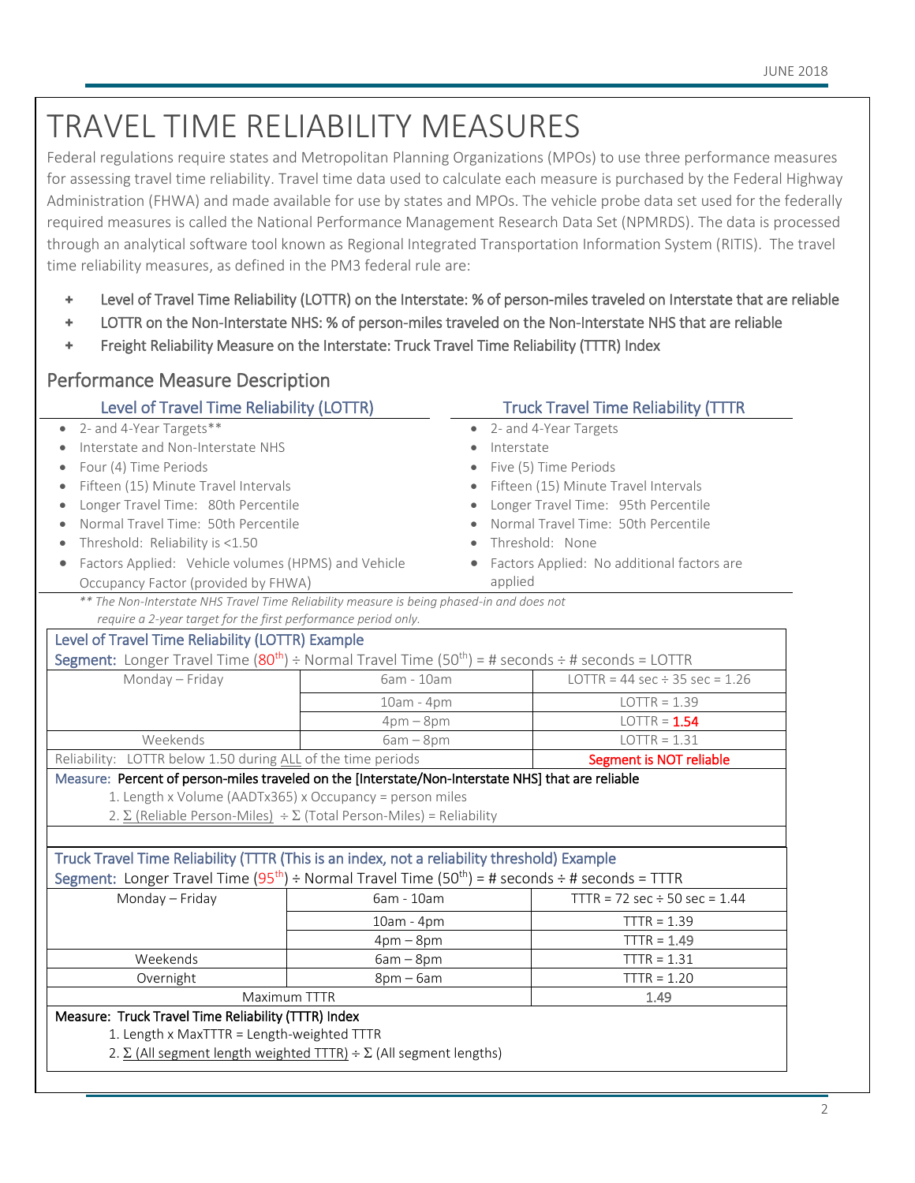# TRAVEL TIME RELIABILITY MEASURES

Federal regulations require states and Metropolitan Planning Organizations (MPOs) to use three performance measures for assessing travel time reliability. Travel time data used to calculate each measure is purchased by the Federal Highway Administration (FHWA) and made available for use by states and MPOs. The vehicle probe data set used for the federally required measures is called the National Performance Management Research Data Set (NPMRDS). The data is processed through an analytical software tool known as Regional Integrated Transportation Information System (RITIS). The travel time reliability measures, as defined in the PM3 federal rule are:

- Level of Travel Time Reliability (LOTTR) on the Interstate: % of person-miles traveled on Interstate that are reliable
- LOTTR on the Non-Interstate NHS: % of person-miles traveled on the Non-Interstate NHS that are reliable
- Freight Reliability Measure on the Interstate: Truck Travel Time Reliability (TTTR) Index

## Performance Measure Description

### Level of Travel Time Reliability (LOTTR)

- 2- and 4-Year Targets**
- Interstate and Non-Interstate NHS
- Four (4) Time Periods
- Fifteen (15) Minute Travel Intervals
- Longer Travel Time: 80th Percentile
- Normal Travel Time: 50th Percentile
- Threshold: Reliability is <1.50
- Factors Applied: Vehicle volumes (HPMS) and Vehicle Occupancy Factor (provided by FHWA)

### Truck Travel Time Reliability (TTTR

- 2- and 4-Year Targets
- Interstate
- Five (5) Time Periods
- Fifteen (15) Minute Travel Intervals
- Longer Travel Time: 95th Percentile
- Normal Travel Time: 50th Percentile
- Threshold: None
- Factors Applied: No additional factors are applied

*** The Non-Interstate NHS Travel Time Reliability measure is being phased-in and does not require a 2-year target for the first performance period only.*

**Level of Travel Time Reliability (LOTTR) Example**

**Segment:** Longer Travel Time (80th) ÷ Normal Travel Time (50th) = # seconds ÷ # seconds = LOTTR

| | | |
|---|---|---|
| Monday – Friday | 6am - 10am | LOTTR = 44 sec ÷ 35 sec = 1.26 |
| | 10am - 4pm | LOTTR = 1.39 |
| | 4pm – 8pm | LOTTR = **1.54** |
| Weekends | 6am – 8pm | LOTTR = 1.31 |
| Reliability: LOTTR below 1.50 during ALL of the time periods | | Segment is NOT reliable |

**Measure: Percent of person-miles traveled on the [Interstate/Non-Interstate NHS] that are reliable**

1. Length x Volume (AADTx365) x Occupancy = person miles
2. Σ (Reliable Person-Miles) ÷ Σ (Total Person-Miles) = Reliability

**Truck Travel Time Reliability (TTTR (This is an index, not a reliability threshold) Example**

**Segment:** Longer Travel Time (95th) ÷ Normal Travel Time (50th) = # seconds ÷ # seconds = TTTR

| | | |
|---|---|---|
| Monday – Friday | 6am - 10am | TTTR = 72 sec ÷ 50 sec = 1.44 |
| | 10am - 4pm | TTTR = 1.39 |
| | 4pm – 8pm | TTTR = 1.49 |
| Weekends | 6am – 8pm | TTTR = 1.31 |
| Overnight | 8pm – 6am | TTTR = 1.20 |
| Maximum TTTR | | 1.49 |

**Measure: Truck Travel Time Reliability (TTTR) Index**

1. Length x MaxTTTR = Length-weighted TTTR
2. Σ (All segment length weighted TTTR) ÷ Σ (All segment lengths)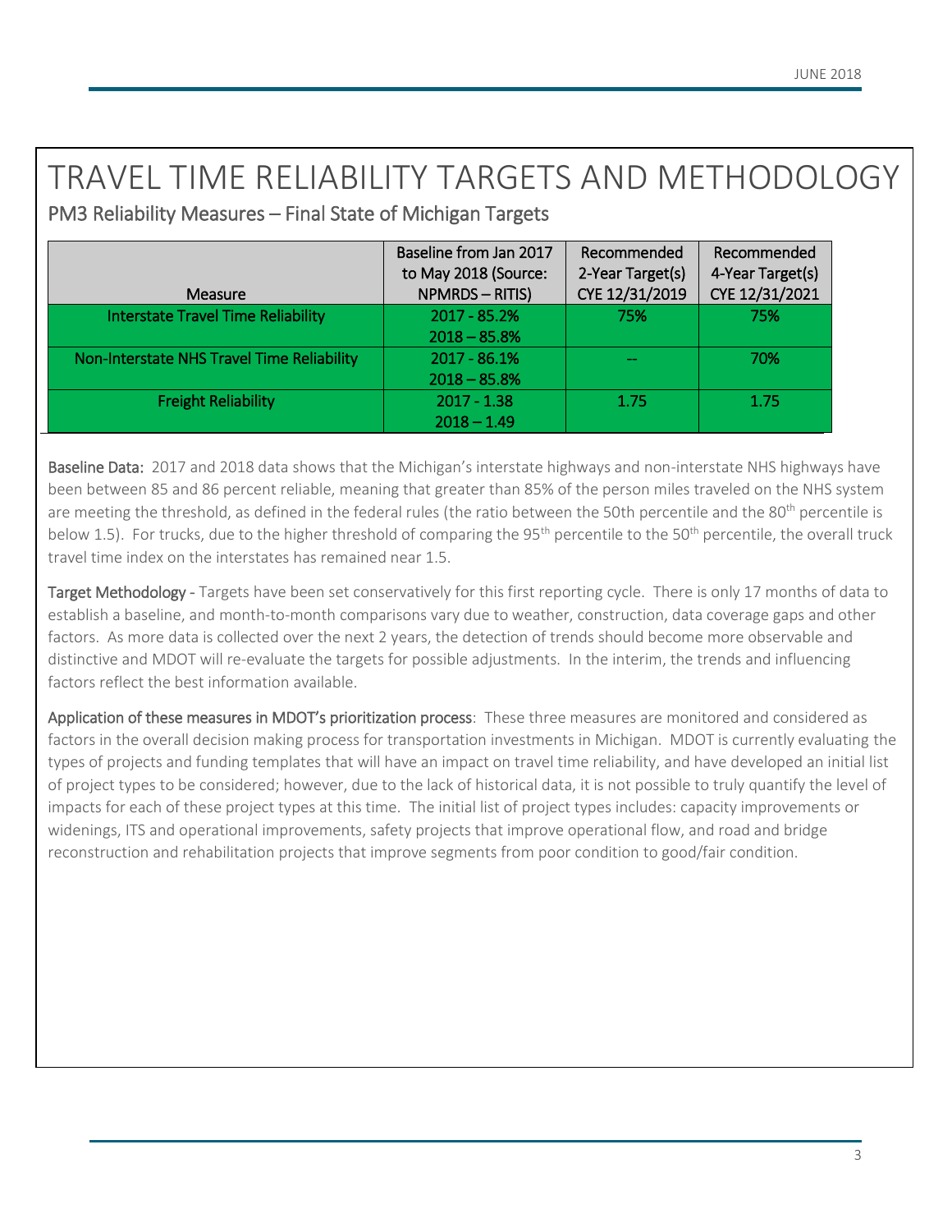# TRAVEL TIME RELIABILITY TARGETS AND METHODOLOGY

## PM3 Reliability Measures – Final State of Michigan Targets

| Measure | Baseline from Jan 2017 to May 2018 (Source: NPMRDS – RITIS) | Recommended 2-Year Target(s) CYE 12/31/2019 | Recommended 4-Year Target(s) CYE 12/31/2021 |
|---|---|---|---|
| Interstate Travel Time Reliability | 2017 - 85.2%<br>2018 – 85.8% | 75% | 75% |
| Non-Interstate NHS Travel Time Reliability | 2017 - 86.1%<br>2018 – 85.8% | -- | 70% |
| Freight Reliability | 2017 - 1.38<br>2018 – 1.49 | 1.75 | 1.75 |

**Baseline Data:** 2017 and 2018 data shows that the Michigan's interstate highways and non-interstate NHS highways have been between 85 and 86 percent reliable, meaning that greater than 85% of the person miles traveled on the NHS system are meeting the threshold, as defined in the federal rules (the ratio between the 50th percentile and the 80th percentile is below 1.5). For trucks, due to the higher threshold of comparing the 95th percentile to the 50th percentile, the overall truck travel time index on the interstates has remained near 1.5.

**Target Methodology** - Targets have been set conservatively for this first reporting cycle. There is only 17 months of data to establish a baseline, and month-to-month comparisons vary due to weather, construction, data coverage gaps and other factors. As more data is collected over the next 2 years, the detection of trends should become more observable and distinctive and MDOT will re-evaluate the targets for possible adjustments. In the interim, the trends and influencing factors reflect the best information available.

**Application of these measures in MDOT's prioritization process**: These three measures are monitored and considered as factors in the overall decision making process for transportation investments in Michigan. MDOT is currently evaluating the types of projects and funding templates that will have an impact on travel time reliability, and have developed an initial list of project types to be considered; however, due to the lack of historical data, it is not possible to truly quantify the level of impacts for each of these project types at this time. The initial list of project types includes: capacity improvements or widenings, ITS and operational improvements, safety projects that improve operational flow, and road and bridge reconstruction and rehabilitation projects that improve segments from poor condition to good/fair condition.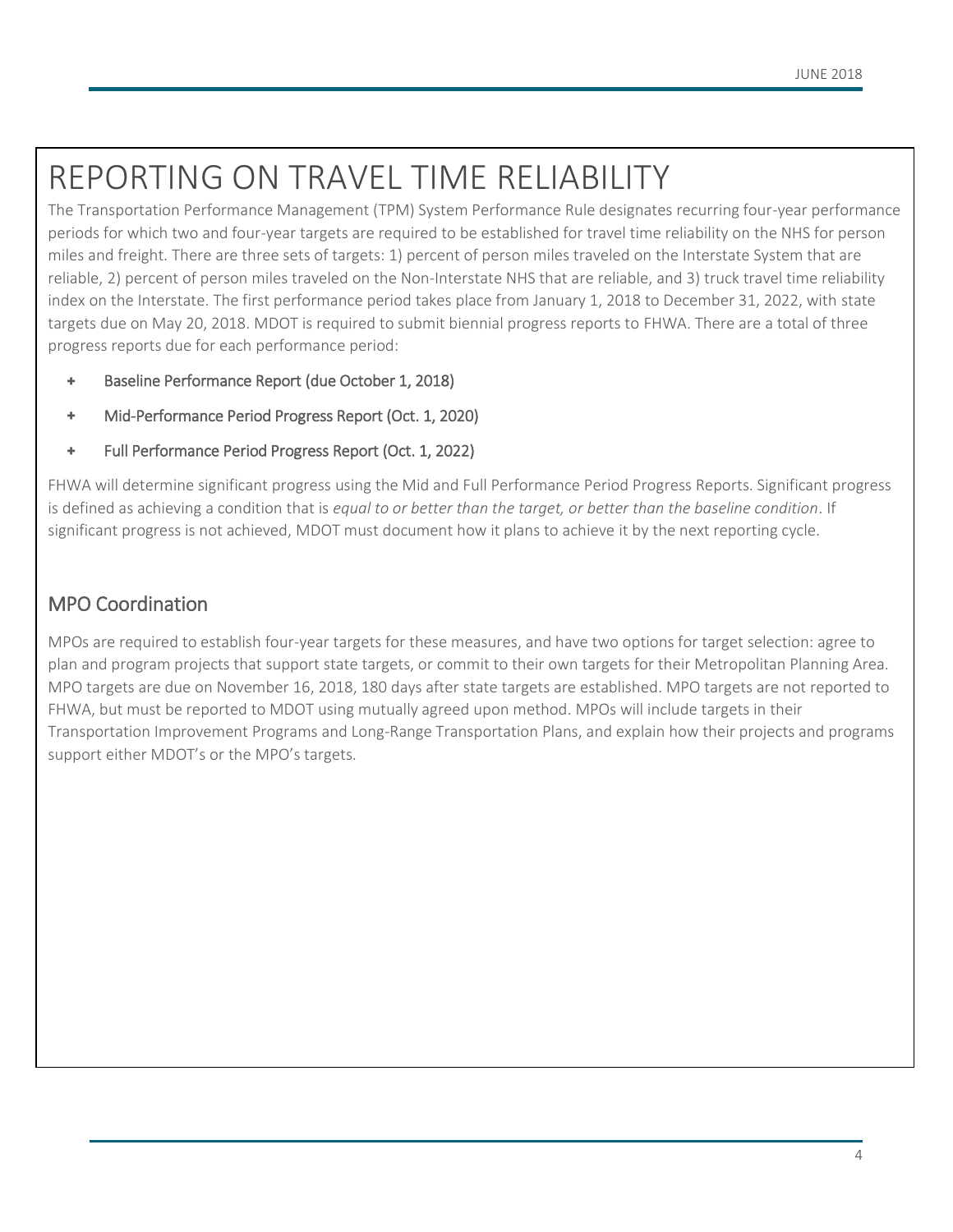# REPORTING ON TRAVEL TIME RELIABILITY

The Transportation Performance Management (TPM) System Performance Rule designates recurring four-year performance periods for which two and four-year targets are required to be established for travel time reliability on the NHS for person miles and freight. There are three sets of targets: 1) percent of person miles traveled on the Interstate System that are reliable, 2) percent of person miles traveled on the Non-Interstate NHS that are reliable, and 3) truck travel time reliability index on the Interstate. The first performance period takes place from January 1, 2018 to December 31, 2022, with state targets due on May 20, 2018. MDOT is required to submit biennial progress reports to FHWA. There are a total of three progress reports due for each performance period:

- Baseline Performance Report (due October 1, 2018)
- Mid-Performance Period Progress Report (Oct. 1, 2020)
- Full Performance Period Progress Report (Oct. 1, 2022)

FHWA will determine significant progress using the Mid and Full Performance Period Progress Reports. Significant progress is defined as achieving a condition that is *equal to or better than the target, or better than the baseline condition*. If significant progress is not achieved, MDOT must document how it plans to achieve it by the next reporting cycle.

## MPO Coordination

MPOs are required to establish four-year targets for these measures, and have two options for target selection: agree to plan and program projects that support state targets, or commit to their own targets for their Metropolitan Planning Area. MPO targets are due on November 16, 2018, 180 days after state targets are established. MPO targets are not reported to FHWA, but must be reported to MDOT using mutually agreed upon method. MPOs will include targets in their Transportation Improvement Programs and Long-Range Transportation Plans, and explain how their projects and programs support either MDOT's or the MPO's targets.